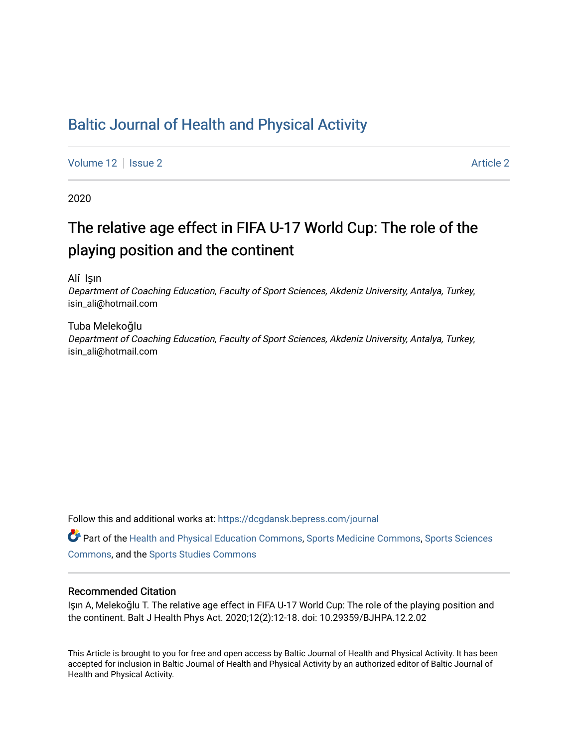# Baltic Journal of Health and Physical Activity

Volume 12 | Issue 2 Article 2

2020

## The relative age effect in FIFA U-17 World Cup: The role of the playing position and the continent

Alİ Işın
*Department of Coaching Education, Faculty of Sport Sciences, Akdeniz University, Antalya, Turkey*, isin_ali@hotmail.com

Tuba Melekoğlu
*Department of Coaching Education, Faculty of Sport Sciences, Akdeniz University, Antalya, Turkey*, isin_ali@hotmail.com

Follow this and additional works at: https://dcgdansk.bepress.com/journal

Part of the Health and Physical Education Commons, Sports Medicine Commons, Sports Sciences Commons, and the Sports Studies Commons

### Recommended Citation

Işın A, Melekoğlu T. The relative age effect in FIFA U-17 World Cup: The role of the playing position and the continent. Balt J Health Phys Act. 2020;12(2):12-18. doi: 10.29359/BJHPA.12.2.02

This Article is brought to you for free and open access by Baltic Journal of Health and Physical Activity. It has been accepted for inclusion in Baltic Journal of Health and Physical Activity by an authorized editor of Baltic Journal of Health and Physical Activity.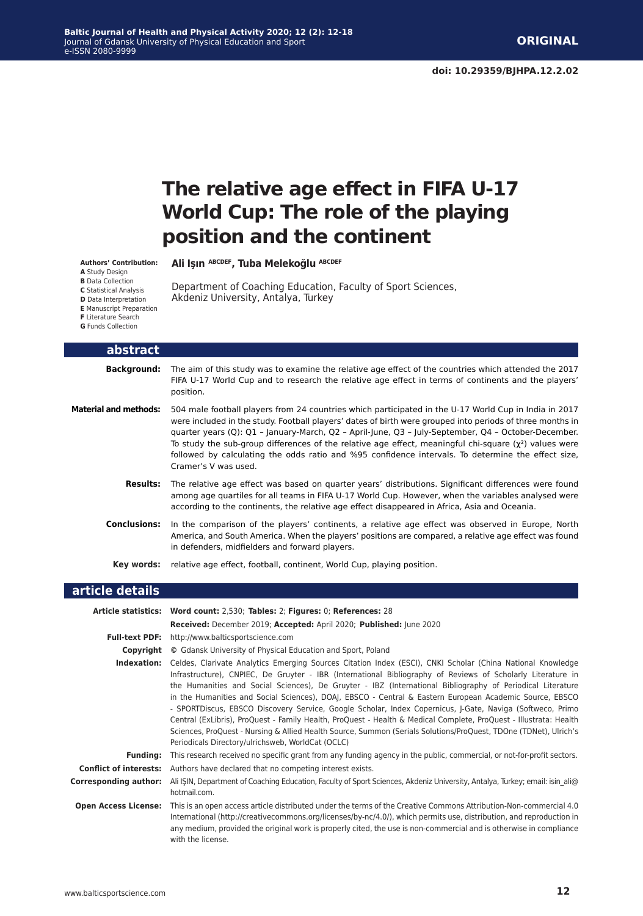ORIGINAL

doi: 10.29359/BJHPA.12.2.02

# The relative age effect in FIFA U-17 World Cup: The role of the playing position and the continent

**Authors' Contribution:**
**A** Study Design
**B** Data Collection
**C** Statistical Analysis
**D** Data Interpretation
**E** Manuscript Preparation
**F** Literature Search
**G** Funds Collection

**Ali Işın** [ABCDEF], **Tuba Melekoğlu** [ABCDEF]

Department of Coaching Education, Faculty of Sport Sciences, Akdeniz University, Antalya, Turkey

## abstract

**Background:** The aim of this study was to examine the relative age effect of the countries which attended the 2017 FIFA U-17 World Cup and to research the relative age effect in terms of continents and the players' position.

**Material and methods:** 504 male football players from 24 countries which participated in the U-17 World Cup in India in 2017 were included in the study. Football players' dates of birth were grouped into periods of three months in quarter years (Q): Q1 – January-March, Q2 – April-June, Q3 – July-September, Q4 – October-December. To study the sub-group differences of the relative age effect, meaningful chi-square ($\chi^2$) values were followed by calculating the odds ratio and %95 confidence intervals. To determine the effect size, Cramer's V was used.

**Results:** The relative age effect was based on quarter years' distributions. Significant differences were found among age quartiles for all teams in FIFA U-17 World Cup. However, when the variables analysed were according to the continents, the relative age effect disappeared in Africa, Asia and Oceania.

**Conclusions:** In the comparison of the players' continents, a relative age effect was observed in Europe, North America, and South America. When the players' positions are compared, a relative age effect was found in defenders, midfielders and forward players.

**Key words:** relative age effect, football, continent, World Cup, playing position.

## article details

**Article statistics:** **Word count:** 2,530; **Tables:** 2; **Figures:** 0; **References:** 28

**Received:** December 2019; **Accepted:** April 2020; **Published:** June 2020

**Full-text PDF:** http://www.balticsportscience.com

**Copyright** © Gdansk University of Physical Education and Sport, Poland

**Indexation:** Celdes, Clarivate Analytics Emerging Sources Citation Index (ESCI), CNKI Scholar (China National Knowledge Infrastructure), CNPIEC, De Gruyter - IBR (International Bibliography of Reviews of Scholarly Literature in the Humanities and Social Sciences), De Gruyter - IBZ (International Bibliography of Periodical Literature in the Humanities and Social Sciences), DOAJ, EBSCO - Central & Eastern European Academic Source, EBSCO - SPORTDiscus, EBSCO Discovery Service, Google Scholar, Index Copernicus, J-Gate, Naviga (Softweco, Primo Central (ExLibris), ProQuest - Family Health, ProQuest - Health & Medical Complete, ProQuest - Illustrata: Health Sciences, ProQuest - Nursing & Allied Health Source, Summon (Serials Solutions/ProQuest, TDOne (TDNet), Ulrich's Periodicals Directory/ulrichsweb, WorldCat (OCLC)

**Funding:** This research received no specific grant from any funding agency in the public, commercial, or not-for-profit sectors.

**Conflict of interests:** Authors have declared that no competing interest exists.

**Corresponding author:** Ali IŞIN, Department of Coaching Education, Faculty of Sport Sciences, Akdeniz University, Antalya, Turkey; email: isin_ali@hotmail.com.

**Open Access License:** This is an open access article distributed under the terms of the Creative Commons Attribution-Non-commercial 4.0 International (http://creativecommons.org/licenses/by-nc/4.0/), which permits use, distribution, and reproduction in any medium, provided the original work is properly cited, the use is non-commercial and is otherwise in compliance with the license.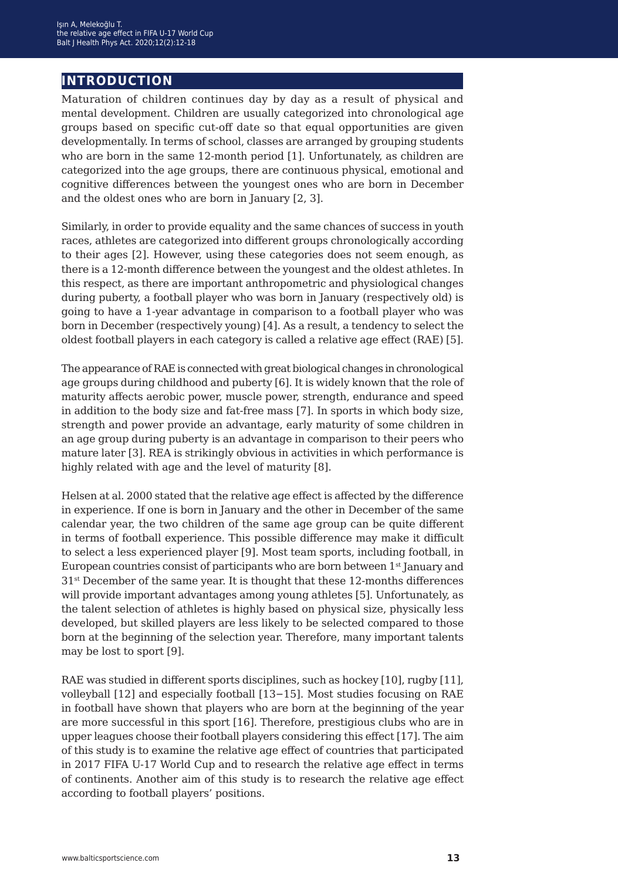## INTRODUCTION

Maturation of children continues day by day as a result of physical and mental development. Children are usually categorized into chronological age groups based on specific cut-off date so that equal opportunities are given developmentally. In terms of school, classes are arranged by grouping students who are born in the same 12-month period [1]. Unfortunately, as children are categorized into the age groups, there are continuous physical, emotional and cognitive differences between the youngest ones who are born in December and the oldest ones who are born in January [2, 3].

Similarly, in order to provide equality and the same chances of success in youth races, athletes are categorized into different groups chronologically according to their ages [2]. However, using these categories does not seem enough, as there is a 12-month difference between the youngest and the oldest athletes. In this respect, as there are important anthropometric and physiological changes during puberty, a football player who was born in January (respectively old) is going to have a 1-year advantage in comparison to a football player who was born in December (respectively young) [4]. As a result, a tendency to select the oldest football players in each category is called a relative age effect (RAE) [5].

The appearance of RAE is connected with great biological changes in chronological age groups during childhood and puberty [6]. It is widely known that the role of maturity affects aerobic power, muscle power, strength, endurance and speed in addition to the body size and fat-free mass [7]. In sports in which body size, strength and power provide an advantage, early maturity of some children in an age group during puberty is an advantage in comparison to their peers who mature later [3]. REA is strikingly obvious in activities in which performance is highly related with age and the level of maturity [8].

Helsen at al. 2000 stated that the relative age effect is affected by the difference in experience. If one is born in January and the other in December of the same calendar year, the two children of the same age group can be quite different in terms of football experience. This possible difference may make it difficult to select a less experienced player [9]. Most team sports, including football, in European countries consist of participants who are born between 1st January and 31st December of the same year. It is thought that these 12-months differences will provide important advantages among young athletes [5]. Unfortunately, as the talent selection of athletes is highly based on physical size, physically less developed, but skilled players are less likely to be selected compared to those born at the beginning of the selection year. Therefore, many important talents may be lost to sport [9].

RAE was studied in different sports disciplines, such as hockey [10], rugby [11], volleyball [12] and especially football [13−15]. Most studies focusing on RAE in football have shown that players who are born at the beginning of the year are more successful in this sport [16]. Therefore, prestigious clubs who are in upper leagues choose their football players considering this effect [17]. The aim of this study is to examine the relative age effect of countries that participated in 2017 FIFA U-17 World Cup and to research the relative age effect in terms of continents. Another aim of this study is to research the relative age effect according to football players' positions.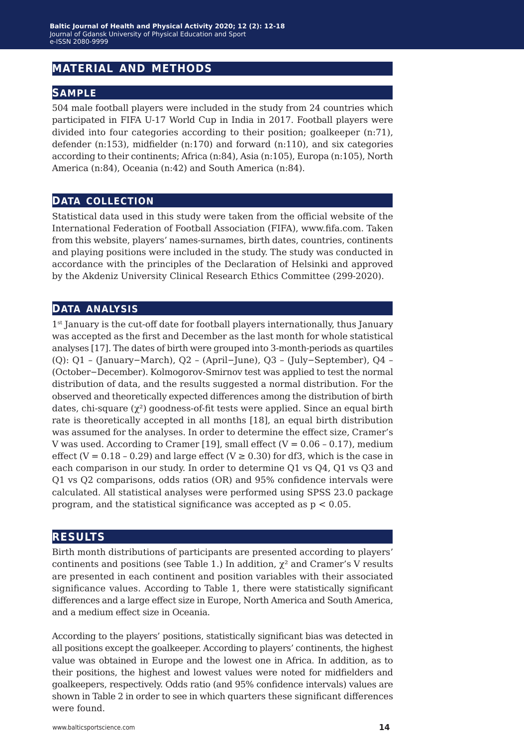## MATERIAL AND METHODS

### SAMPLE

504 male football players were included in the study from 24 countries which participated in FIFA U-17 World Cup in India in 2017. Football players were divided into four categories according to their position; goalkeeper (n:71), defender (n:153), midfielder (n:170) and forward (n:110), and six categories according to their continents; Africa (n:84), Asia (n:105), Europa (n:105), North America (n:84), Oceania (n:42) and South America (n:84).

### DATA COLLECTION

Statistical data used in this study were taken from the official website of the International Federation of Football Association (FIFA), www.fifa.com. Taken from this website, players' names-surnames, birth dates, countries, continents and playing positions were included in the study. The study was conducted in accordance with the principles of the Declaration of Helsinki and approved by the Akdeniz University Clinical Research Ethics Committee (299-2020).

### DATA ANALYSIS

1st January is the cut-off date for football players internationally, thus January was accepted as the first and December as the last month for whole statistical analyses [17]. The dates of birth were grouped into 3-month-periods as quartiles (Q): Q1 – (January−March), Q2 – (April−June), Q3 – (July−September), Q4 – (October−December). Kolmogorov-Smirnov test was applied to test the normal distribution of data, and the results suggested a normal distribution. For the observed and theoretically expected differences among the distribution of birth dates, chi-square ($\chi^2$) goodness-of-fit tests were applied. Since an equal birth rate is theoretically accepted in all months [18], an equal birth distribution was assumed for the analyses. In order to determine the effect size, Cramer's V was used. According to Cramer [19], small effect ($V = 0.06$ – $0.17$), medium effect ($V = 0.18$ – $0.29$) and large effect ($V \geq 0.30$) for df3, which is the case in each comparison in our study. In order to determine Q1 vs Q4, Q1 vs Q3 and Q1 vs Q2 comparisons, odds ratios (OR) and 95% confidence intervals were calculated. All statistical analyses were performed using SPSS 23.0 package program, and the statistical significance was accepted as $p < 0.05$.

## RESULTS

Birth month distributions of participants are presented according to players' continents and positions (see Table 1.) In addition, $\chi^2$ and Cramer's V results are presented in each continent and position variables with their associated significance values. According to Table 1, there were statistically significant differences and a large effect size in Europe, North America and South America, and a medium effect size in Oceania.

According to the players' positions, statistically significant bias was detected in all positions except the goalkeeper. According to players' continents, the highest value was obtained in Europe and the lowest one in Africa. In addition, as to their positions, the highest and lowest values were noted for midfielders and goalkeepers, respectively. Odds ratio (and 95% confidence intervals) values are shown in Table 2 in order to see in which quarters these significant differences were found.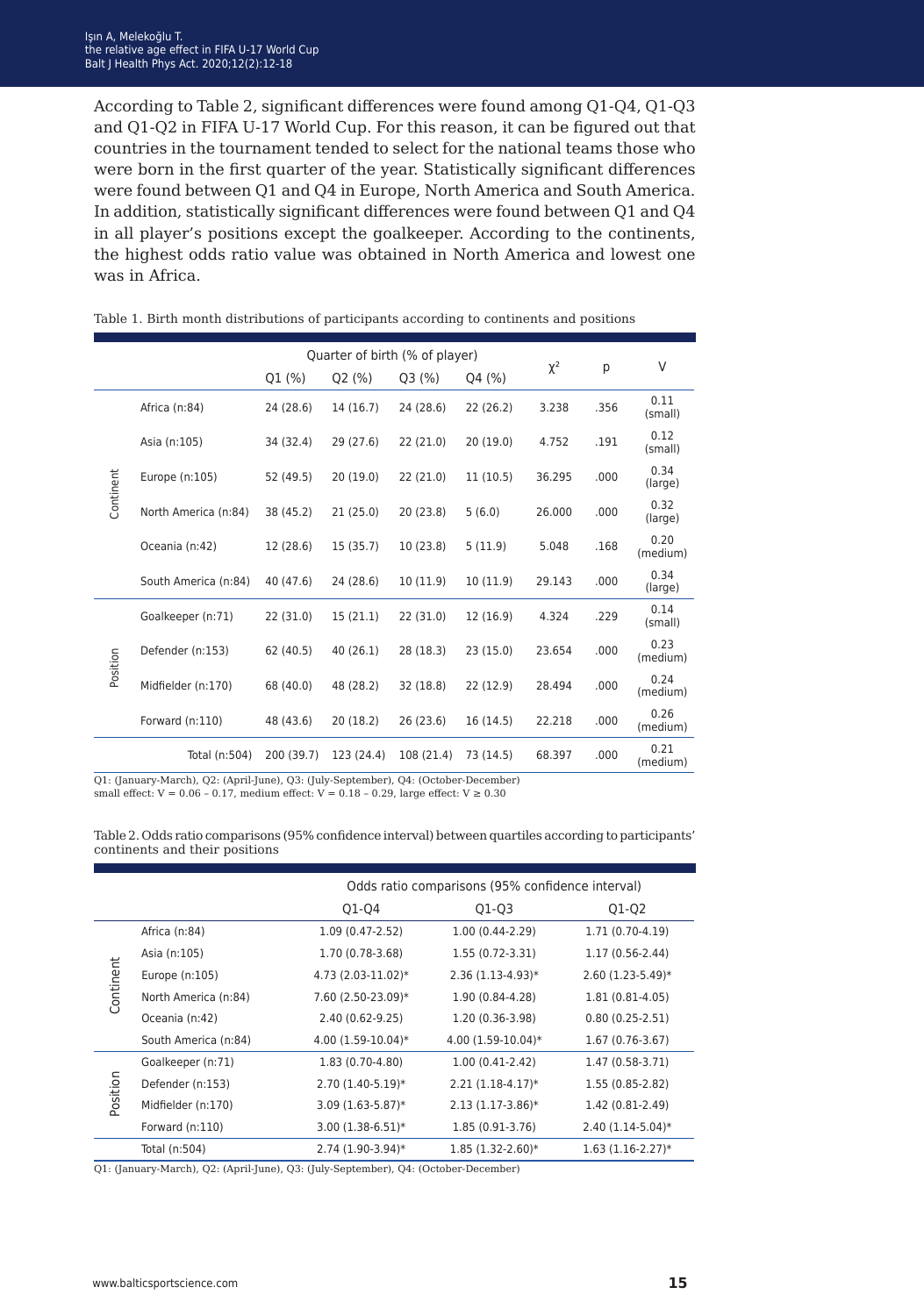According to Table 2, significant differences were found among Q1-Q4, Q1-Q3 and Q1-Q2 in FIFA U-17 World Cup. For this reason, it can be figured out that countries in the tournament tended to select for the national teams those who were born in the first quarter of the year. Statistically significant differences were found between Q1 and Q4 in Europe, North America and South America. In addition, statistically significant differences were found between Q1 and Q4 in all player's positions except the goalkeeper. According to the continents, the highest odds ratio value was obtained in North America and lowest one was in Africa.

Table 1. Birth month distributions of participants according to continents and positions

| | | Quarter of birth (% of player) | | | | $\chi^2$ | p | V |
|---|---|---|---|---|---|---|---|---|
| | | Q1 (%) | Q2 (%) | Q3 (%) | Q4 (%) | | | |
| Continent | Africa (n:84) | 24 (28.6) | 14 (16.7) | 24 (28.6) | 22 (26.2) | 3.238 | .356 | 0.11 (small) |
| | Asia (n:105) | 34 (32.4) | 29 (27.6) | 22 (21.0) | 20 (19.0) | 4.752 | .191 | 0.12 (small) |
| | Europe (n:105) | 52 (49.5) | 20 (19.0) | 22 (21.0) | 11 (10.5) | 36.295 | .000 | 0.34 (large) |
| | North America (n:84) | 38 (45.2) | 21 (25.0) | 20 (23.8) | 5 (6.0) | 26.000 | .000 | 0.32 (large) |
| | Oceania (n:42) | 12 (28.6) | 15 (35.7) | 10 (23.8) | 5 (11.9) | 5.048 | .168 | 0.20 (medium) |
| | South America (n:84) | 40 (47.6) | 24 (28.6) | 10 (11.9) | 10 (11.9) | 29.143 | .000 | 0.34 (large) |
| Position | Goalkeeper (n:71) | 22 (31.0) | 15 (21.1) | 22 (31.0) | 12 (16.9) | 4.324 | .229 | 0.14 (small) |
| | Defender (n:153) | 62 (40.5) | 40 (26.1) | 28 (18.3) | 23 (15.0) | 23.654 | .000 | 0.23 (medium) |
| | Midfielder (n:170) | 68 (40.0) | 48 (28.2) | 32 (18.8) | 22 (12.9) | 28.494 | .000 | 0.24 (medium) |
| | Forward (n:110) | 48 (43.6) | 20 (18.2) | 26 (23.6) | 16 (14.5) | 22.218 | .000 | 0.26 (medium) |
| | Total (n:504) | 200 (39.7) | 123 (24.4) | 108 (21.4) | 73 (14.5) | 68.397 | .000 | 0.21 (medium) |

Q1: (January-March), Q2: (April-June), Q3: (July-September), Q4: (October-December)
small effect: V = 0.06 – 0.17, medium effect: V = 0.18 – 0.29, large effect: V ≥ 0.30

Table 2. Odds ratio comparisons (95% confidence interval) between quartiles according to participants' continents and their positions

| | | Odds ratio comparisons (95% confidence interval) | | |
|---|---|---|---|---|
| | | Q1-Q4 | Q1-Q3 | Q1-Q2 |
| Continent | Africa (n:84) | 1.09 (0.47-2.52) | 1.00 (0.44-2.29) | 1.71 (0.70-4.19) |
| | Asia (n:105) | 1.70 (0.78-3.68) | 1.55 (0.72-3.31) | 1.17 (0.56-2.44) |
| | Europe (n:105) | 4.73 (2.03-11.02)* | 2.36 (1.13-4.93)* | 2.60 (1.23-5.49)* |
| | North America (n:84) | 7.60 (2.50-23.09)* | 1.90 (0.84-4.28) | 1.81 (0.81-4.05) |
| | Oceania (n:42) | 2.40 (0.62-9.25) | 1.20 (0.36-3.98) | 0.80 (0.25-2.51) |
| | South America (n:84) | 4.00 (1.59-10.04)* | 4.00 (1.59-10.04)* | 1.67 (0.76-3.67) |
| Position | Goalkeeper (n:71) | 1.83 (0.70-4.80) | 1.00 (0.41-2.42) | 1.47 (0.58-3.71) |
| | Defender (n:153) | 2.70 (1.40-5.19)* | 2.21 (1.18-4.17)* | 1.55 (0.85-2.82) |
| | Midfielder (n:170) | 3.09 (1.63-5.87)* | 2.13 (1.17-3.86)* | 1.42 (0.81-2.49) |
| | Forward (n:110) | 3.00 (1.38-6.51)* | 1.85 (0.91-3.76) | 2.40 (1.14-5.04)* |
| | Total (n:504) | 2.74 (1.90-3.94)* | 1.85 (1.32-2.60)* | 1.63 (1.16-2.27)* |

Q1: (January-March), Q2: (April-June), Q3: (July-September), Q4: (October-December)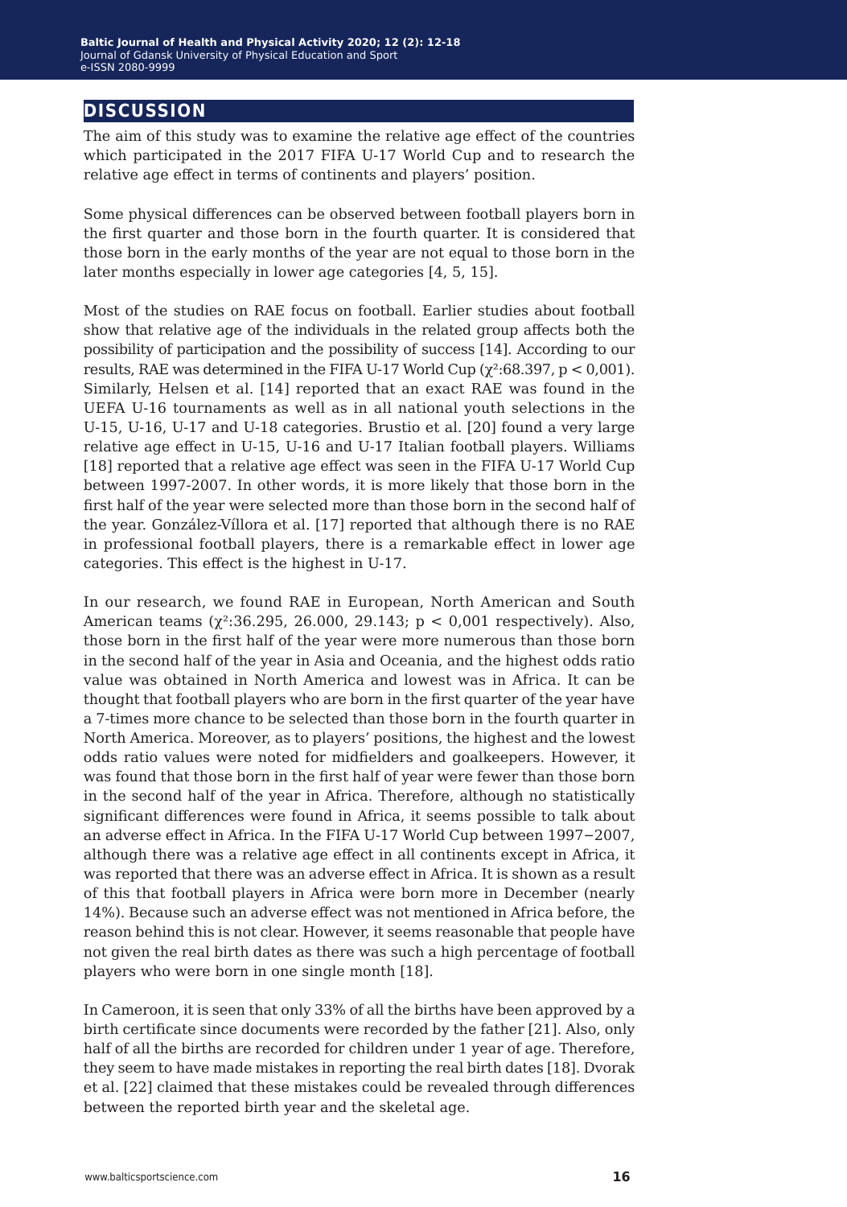## DISCUSSION

The aim of this study was to examine the relative age effect of the countries which participated in the 2017 FIFA U-17 World Cup and to research the relative age effect in terms of continents and players' position.

Some physical differences can be observed between football players born in the first quarter and those born in the fourth quarter. It is considered that those born in the early months of the year are not equal to those born in the later months especially in lower age categories [4, 5, 15].

Most of the studies on RAE focus on football. Earlier studies about football show that relative age of the individuals in the related group affects both the possibility of participation and the possibility of success [14]. According to our results, RAE was determined in the FIFA U-17 World Cup ($\chi^2$:68.397, $p < 0{,}001$). Similarly, Helsen et al. [14] reported that an exact RAE was found in the UEFA U-16 tournaments as well as in all national youth selections in the U-15, U-16, U-17 and U-18 categories. Brustio et al. [20] found a very large relative age effect in U-15, U-16 and U-17 Italian football players. Williams [18] reported that a relative age effect was seen in the FIFA U-17 World Cup between 1997-2007. In other words, it is more likely that those born in the first half of the year were selected more than those born in the second half of the year. González-Víllora et al. [17] reported that although there is no RAE in professional football players, there is a remarkable effect in lower age categories. This effect is the highest in U-17.

In our research, we found RAE in European, North American and South American teams ($\chi^2$:36.295, 26.000, 29.143; $p < 0{,}001$ respectively). Also, those born in the first half of the year were more numerous than those born in the second half of the year in Asia and Oceania, and the highest odds ratio value was obtained in North America and lowest was in Africa. It can be thought that football players who are born in the first quarter of the year have a 7-times more chance to be selected than those born in the fourth quarter in North America. Moreover, as to players' positions, the highest and the lowest odds ratio values were noted for midfielders and goalkeepers. However, it was found that those born in the first half of year were fewer than those born in the second half of the year in Africa. Therefore, although no statistically significant differences were found in Africa, it seems possible to talk about an adverse effect in Africa. In the FIFA U-17 World Cup between 1997−2007, although there was a relative age effect in all continents except in Africa, it was reported that there was an adverse effect in Africa. It is shown as a result of this that football players in Africa were born more in December (nearly 14%). Because such an adverse effect was not mentioned in Africa before, the reason behind this is not clear. However, it seems reasonable that people have not given the real birth dates as there was such a high percentage of football players who were born in one single month [18].

In Cameroon, it is seen that only 33% of all the births have been approved by a birth certificate since documents were recorded by the father [21]. Also, only half of all the births are recorded for children under 1 year of age. Therefore, they seem to have made mistakes in reporting the real birth dates [18]. Dvorak et al. [22] claimed that these mistakes could be revealed through differences between the reported birth year and the skeletal age.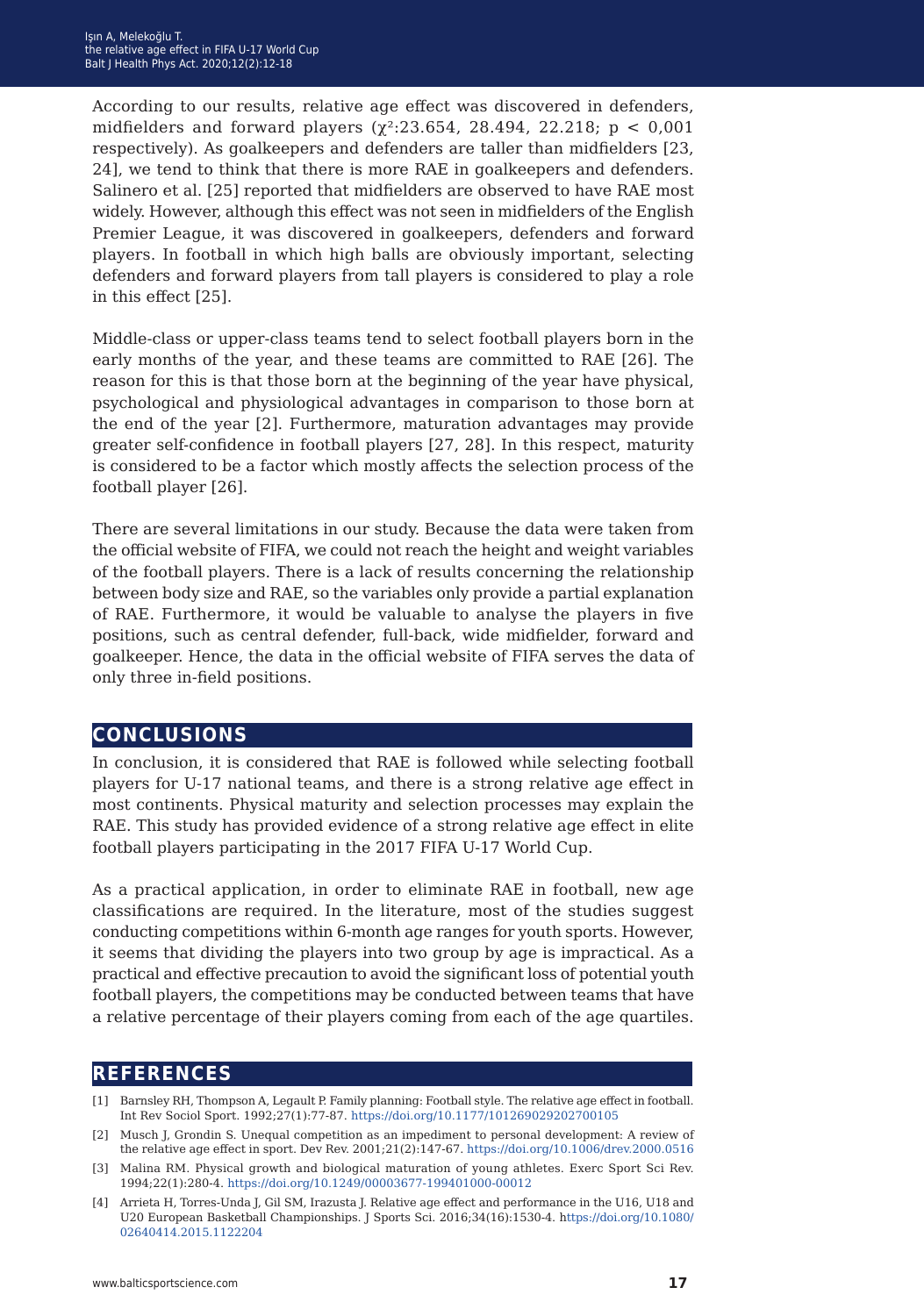According to our results, relative age effect was discovered in defenders, midfielders and forward players ($\chi^2$:23.654, 28.494, 22.218; $p < 0{,}001$ respectively). As goalkeepers and defenders are taller than midfielders [23, 24], we tend to think that there is more RAE in goalkeepers and defenders. Salinero et al. [25] reported that midfielders are observed to have RAE most widely. However, although this effect was not seen in midfielders of the English Premier League, it was discovered in goalkeepers, defenders and forward players. In football in which high balls are obviously important, selecting defenders and forward players from tall players is considered to play a role in this effect [25].

Middle-class or upper-class teams tend to select football players born in the early months of the year, and these teams are committed to RAE [26]. The reason for this is that those born at the beginning of the year have physical, psychological and physiological advantages in comparison to those born at the end of the year [2]. Furthermore, maturation advantages may provide greater self-confidence in football players [27, 28]. In this respect, maturity is considered to be a factor which mostly affects the selection process of the football player [26].

There are several limitations in our study. Because the data were taken from the official website of FIFA, we could not reach the height and weight variables of the football players. There is a lack of results concerning the relationship between body size and RAE, so the variables only provide a partial explanation of RAE. Furthermore, it would be valuable to analyse the players in five positions, such as central defender, full-back, wide midfielder, forward and goalkeeper. Hence, the data in the official website of FIFA serves the data of only three in-field positions.

## CONCLUSIONS

In conclusion, it is considered that RAE is followed while selecting football players for U-17 national teams, and there is a strong relative age effect in most continents. Physical maturity and selection processes may explain the RAE. This study has provided evidence of a strong relative age effect in elite football players participating in the 2017 FIFA U-17 World Cup.

As a practical application, in order to eliminate RAE in football, new age classifications are required. In the literature, most of the studies suggest conducting competitions within 6-month age ranges for youth sports. However, it seems that dividing the players into two group by age is impractical. As a practical and effective precaution to avoid the significant loss of potential youth football players, the competitions may be conducted between teams that have a relative percentage of their players coming from each of the age quartiles.

## REFERENCES

[1] Barnsley RH, Thompson A, Legault P. Family planning: Football style. The relative age effect in football. Int Rev Sociol Sport. 1992;27(1):77-87. https://doi.org/10.1177/101269029202700105

[2] Musch J, Grondin S. Unequal competition as an impediment to personal development: A review of the relative age effect in sport. Dev Rev. 2001;21(2):147-67. https://doi.org/10.1006/drev.2000.0516

[3] Malina RM. Physical growth and biological maturation of young athletes. Exerc Sport Sci Rev. 1994;22(1):280-4. https://doi.org/10.1249/00003677-199401000-00012

[4] Arrieta H, Torres-Unda J, Gil SM, Irazusta J. Relative age effect and performance in the U16, U18 and U20 European Basketball Championships. J Sports Sci. 2016;34(16):1530-4. https://doi.org/10.1080/02640414.2015.1122204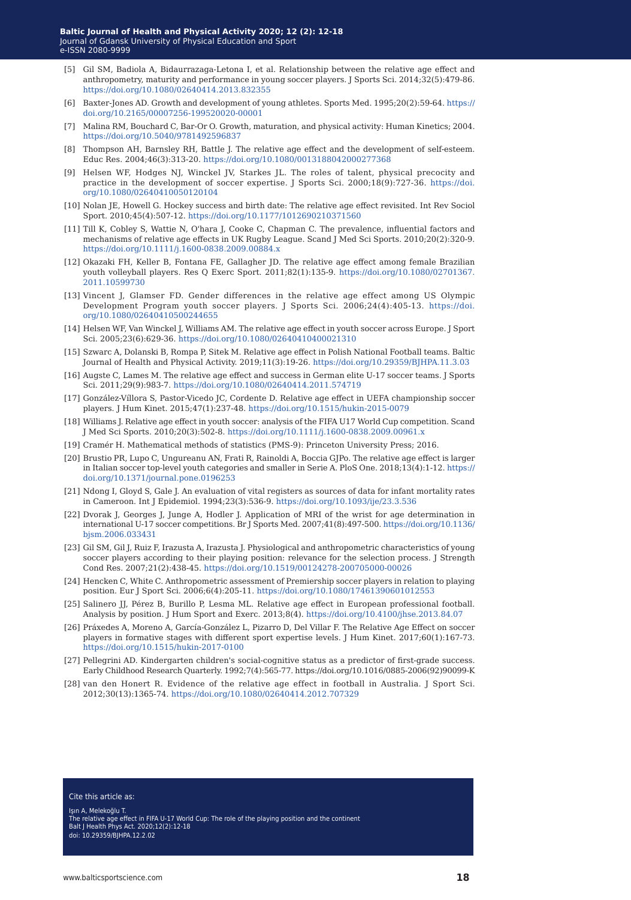[5] Gil SM, Badiola A, Bidaurrazaga-Letona I, et al. Relationship between the relative age effect and anthropometry, maturity and performance in young soccer players. J Sports Sci. 2014;32(5):479-86. https://doi.org/10.1080/02640414.2013.832355

[6] Baxter-Jones AD. Growth and development of young athletes. Sports Med. 1995;20(2):59-64. https://doi.org/10.2165/00007256-199520020-00001

[7] Malina RM, Bouchard C, Bar-Or O. Growth, maturation, and physical activity: Human Kinetics; 2004. https://doi.org/10.5040/9781492596837

[8] Thompson AH, Barnsley RH, Battle J. The relative age effect and the development of self-esteem. Educ Res. 2004;46(3):313-20. https://doi.org/10.1080/0013188042000277368

[9] Helsen WF, Hodges NJ, Winckel JV, Starkes JL. The roles of talent, physical precocity and practice in the development of soccer expertise. J Sports Sci. 2000;18(9):727-36. https://doi.org/10.1080/02640410050120104

[10] Nolan JE, Howell G. Hockey success and birth date: The relative age effect revisited. Int Rev Sociol Sport. 2010;45(4):507-12. https://doi.org/10.1177/1012690210371560

[11] Till K, Cobley S, Wattie N, O'hara J, Cooke C, Chapman C. The prevalence, influential factors and mechanisms of relative age effects in UK Rugby League. Scand J Med Sci Sports. 2010;20(2):320-9. https://doi.org/10.1111/j.1600-0838.2009.00884.x

[12] Okazaki FH, Keller B, Fontana FE, Gallagher JD. The relative age effect among female Brazilian youth volleyball players. Res Q Exerc Sport. 2011;82(1):135-9. https://doi.org/10.1080/02701367.2011.10599730

[13] Vincent J, Glamser FD. Gender differences in the relative age effect among US Olympic Development Program youth soccer players. J Sports Sci. 2006;24(4):405-13. https://doi.org/10.1080/02640410500244655

[14] Helsen WF, Van Winckel J, Williams AM. The relative age effect in youth soccer across Europe. J Sport Sci. 2005;23(6):629-36. https://doi.org/10.1080/02640410400021310

[15] Szwarc A, Dolanski B, Rompa P, Sitek M. Relative age effect in Polish National Football teams. Baltic Journal of Health and Physical Activity. 2019;11(3):19-26. https://doi.org/10.29359/BJHPA.11.3.03

[16] Augste C, Lames M. The relative age effect and success in German elite U-17 soccer teams. J Sports Sci. 2011;29(9):983-7. https://doi.org/10.1080/02640414.2011.574719

[17] González-Víllora S, Pastor-Vicedo JC, Cordente D. Relative age effect in UEFA championship soccer players. J Hum Kinet. 2015;47(1):237-48. https://doi.org/10.1515/hukin-2015-0079

[18] Williams J. Relative age effect in youth soccer: analysis of the FIFA U17 World Cup competition. Scand J Med Sci Sports. 2010;20(3):502-8. https://doi.org/10.1111/j.1600-0838.2009.00961.x

[19] Cramér H. Mathematical methods of statistics (PMS-9): Princeton University Press; 2016.

[20] Brustio PR, Lupo C, Ungureanu AN, Frati R, Rainoldi A, Boccia GJPo. The relative age effect is larger in Italian soccer top-level youth categories and smaller in Serie A. PloS One. 2018;13(4):1-12. https://doi.org/10.1371/journal.pone.0196253

[21] Ndong I, Gloyd S, Gale J. An evaluation of vital registers as sources of data for infant mortality rates in Cameroon. Int J Epidemiol. 1994;23(3):536-9. https://doi.org/10.1093/ije/23.3.536

[22] Dvorak J, Georges J, Junge A, Hodler J. Application of MRI of the wrist for age determination in international U-17 soccer competitions. Br J Sports Med. 2007;41(8):497-500. https://doi.org/10.1136/bjsm.2006.033431

[23] Gil SM, Gil J, Ruiz F, Irazusta A, Irazusta J. Physiological and anthropometric characteristics of young soccer players according to their playing position: relevance for the selection process. J Strength Cond Res. 2007;21(2):438-45. https://doi.org/10.1519/00124278-200705000-00026

[24] Hencken C, White C. Anthropometric assessment of Premiership soccer players in relation to playing position. Eur J Sport Sci. 2006;6(4):205-11. https://doi.org/10.1080/17461390601012553

[25] Salinero JJ, Pérez B, Burillo P, Lesma ML. Relative age effect in European professional football. Analysis by position. J Hum Sport and Exerc. 2013;8(4). https://doi.org/10.4100/jhse.2013.84.07

[26] Práxedes A, Moreno A, García-González L, Pizarro D, Del Villar F. The Relative Age Effect on soccer players in formative stages with different sport expertise levels. J Hum Kinet. 2017;60(1):167-73. https://doi.org/10.1515/hukin-2017-0100

[27] Pellegrini AD. Kindergarten children's social-cognitive status as a predictor of first-grade success. Early Childhood Research Quarterly. 1992;7(4):565-77. https://doi.org/10.1016/0885-2006(92)90099-K

[28] van den Honert R. Evidence of the relative age effect in football in Australia. J Sport Sci. 2012;30(13):1365-74. https://doi.org/10.1080/02640414.2012.707329

Cite this article as:

Işın A, Melekoğlu T.
The relative age effect in FIFA U-17 World Cup: The role of the playing position and the continent
Balt J Health Phys Act. 2020;12(2):12-18
doi: 10.29359/BJHPA.12.2.02